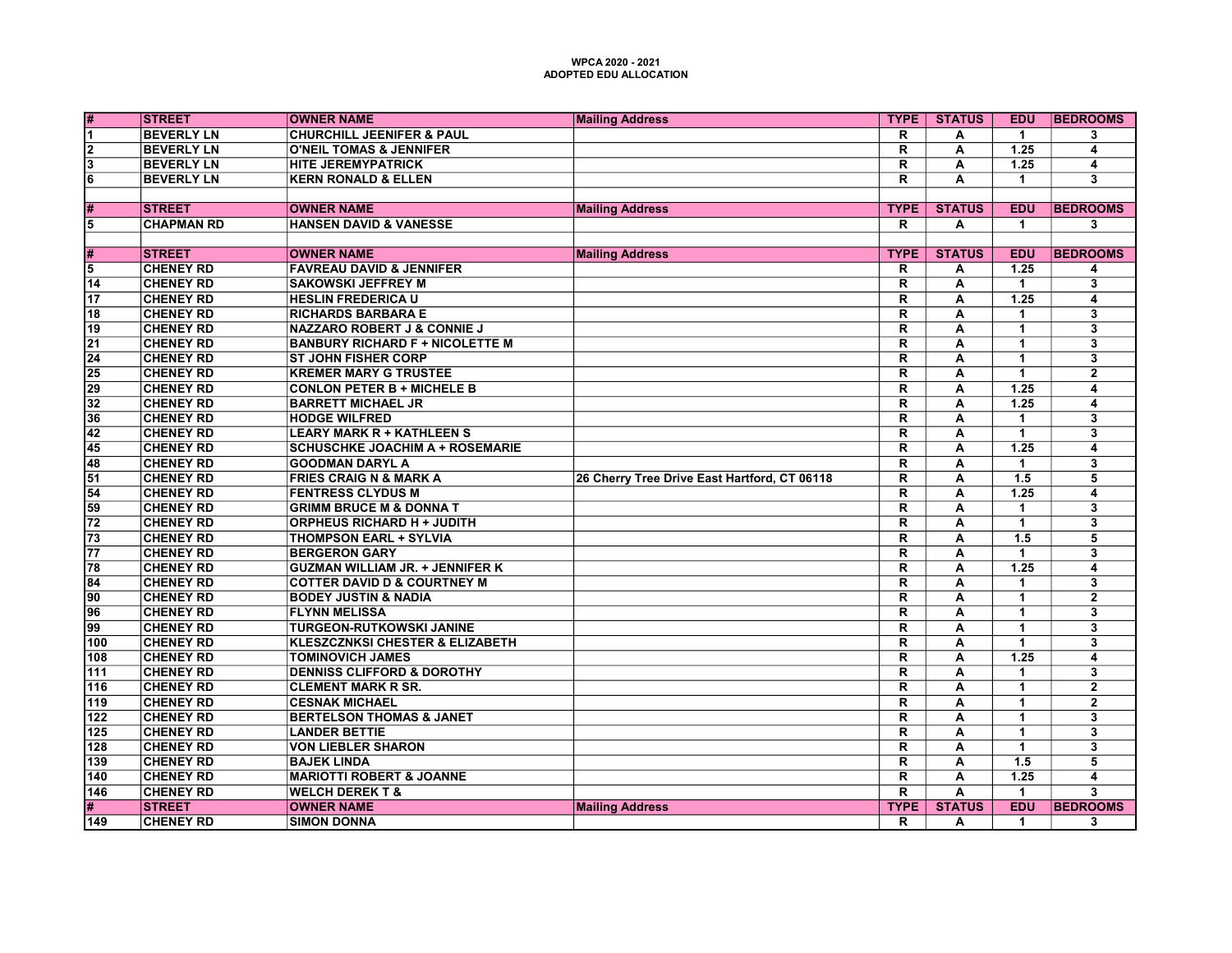**WPCA 2020 - 2021**
**ADOPTED EDU ALLOCATION**

| # | STREET | OWNER NAME | Mailing Address | TYPE | STATUS | EDU | BEDROOMS |
|---|---|---|---|---|---|---|---|
| 1 | BEVERLY LN | CHURCHILL JEENIFER & PAUL | | R | A | 1 | 3 |
| 2 | BEVERLY LN | O'NEIL TOMAS & JENNIFER | | R | A | 1.25 | 4 |
| 3 | BEVERLY LN | HITE JEREMYPATRICK | | R | A | 1.25 | 4 |
| 6 | BEVERLY LN | KERN RONALD & ELLEN | | R | A | 1 | 3 |
| | | | | | | | |
| # | STREET | OWNER NAME | Mailing Address | TYPE | STATUS | EDU | BEDROOMS |
| 5 | CHAPMAN RD | HANSEN DAVID & VANESSE | | R | A | 1 | 3 |
| | | | | | | | |
| # | STREET | OWNER NAME | Mailing Address | TYPE | STATUS | EDU | BEDROOMS |
| 5 | CHENEY RD | FAVREAU DAVID & JENNIFER | | R | A | 1.25 | 4 |
| 14 | CHENEY RD | SAKOWSKI JEFFREY M | | R | A | 1 | 3 |
| 17 | CHENEY RD | HESLIN FREDERICA U | | R | A | 1.25 | 4 |
| 18 | CHENEY RD | RICHARDS BARBARA E | | R | A | 1 | 3 |
| 19 | CHENEY RD | NAZZARO ROBERT J & CONNIE J | | R | A | 1 | 3 |
| 21 | CHENEY RD | BANBURY RICHARD F + NICOLETTE M | | R | A | 1 | 3 |
| 24 | CHENEY RD | ST JOHN FISHER CORP | | R | A | 1 | 3 |
| 25 | CHENEY RD | KREMER MARY G TRUSTEE | | R | A | 1 | 2 |
| 29 | CHENEY RD | CONLON PETER B + MICHELE B | | R | A | 1.25 | 4 |
| 32 | CHENEY RD | BARRETT MICHAEL JR | | R | A | 1.25 | 4 |
| 36 | CHENEY RD | HODGE WILFRED | | R | A | 1 | 3 |
| 42 | CHENEY RD | LEARY MARK R + KATHLEEN S | | R | A | 1 | 3 |
| 45 | CHENEY RD | SCHUSCHKE JOACHIM A + ROSEMARIE | | R | A | 1.25 | 4 |
| 48 | CHENEY RD | GOODMAN DARYL A | | R | A | 1 | 3 |
| 51 | CHENEY RD | FRIES CRAIG N & MARK A | 26 Cherry Tree Drive East Hartford, CT 06118 | R | A | 1.5 | 5 |
| 54 | CHENEY RD | FENTRESS CLYDUS M | | R | A | 1.25 | 4 |
| 59 | CHENEY RD | GRIMM BRUCE M & DONNA T | | R | A | 1 | 3 |
| 72 | CHENEY RD | ORPHEUS RICHARD H + JUDITH | | R | A | 1 | 3 |
| 73 | CHENEY RD | THOMPSON EARL + SYLVIA | | R | A | 1.5 | 5 |
| 77 | CHENEY RD | BERGERON GARY | | R | A | 1 | 3 |
| 78 | CHENEY RD | GUZMAN WILLIAM JR. + JENNIFER K | | R | A | 1.25 | 4 |
| 84 | CHENEY RD | COTTER DAVID D & COURTNEY M | | R | A | 1 | 3 |
| 90 | CHENEY RD | BODEY JUSTIN & NADIA | | R | A | 1 | 2 |
| 96 | CHENEY RD | FLYNN MELISSA | | R | A | 1 | 3 |
| 99 | CHENEY RD | TURGEON-RUTKOWSKI JANINE | | R | A | 1 | 3 |
| 100 | CHENEY RD | KLESZCZNKSI CHESTER & ELIZABETH | | R | A | 1 | 3 |
| 108 | CHENEY RD | TOMINOVICH JAMES | | R | A | 1.25 | 4 |
| 111 | CHENEY RD | DENNISS CLIFFORD & DOROTHY | | R | A | 1 | 3 |
| 116 | CHENEY RD | CLEMENT MARK R SR. | | R | A | 1 | 2 |
| 119 | CHENEY RD | CESNAK MICHAEL | | R | A | 1 | 2 |
| 122 | CHENEY RD | BERTELSON THOMAS & JANET | | R | A | 1 | 3 |
| 125 | CHENEY RD | LANDER BETTIE | | R | A | 1 | 3 |
| 128 | CHENEY RD | VON LIEBLER SHARON | | R | A | 1 | 3 |
| 139 | CHENEY RD | BAJEK LINDA | | R | A | 1.5 | 5 |
| 140 | CHENEY RD | MARIOTTI ROBERT & JOANNE | | R | A | 1.25 | 4 |
| 146 | CHENEY RD | WELCH DEREK T & | | R | A | 1 | 3 |
| # | STREET | OWNER NAME | Mailing Address | TYPE | STATUS | EDU | BEDROOMS |
| 149 | CHENEY RD | SIMON DONNA | | R | A | 1 | 3 |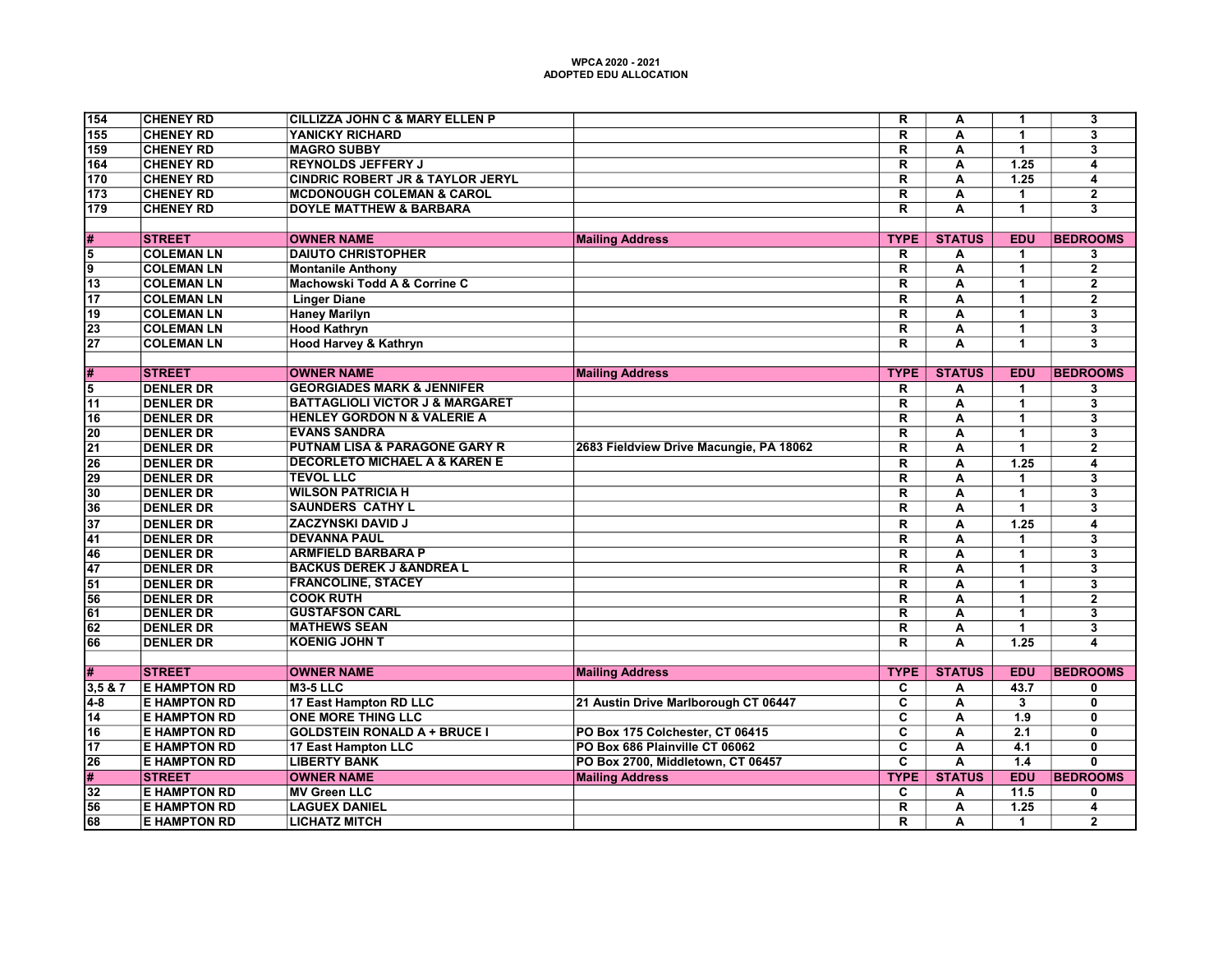**WPCA 2020 - 2021**
**ADOPTED EDU ALLOCATION**

| # | STREET | OWNER NAME | Mailing Address | TYPE | STATUS | EDU | BEDROOMS |
|---|---|---|---|---|---|---|---|
| 154 | CHENEY RD | CILLIZZA JOHN C & MARY ELLEN P | | R | A | 1 | 3 |
| 155 | CHENEY RD | YANICKY RICHARD | | R | A | 1 | 3 |
| 159 | CHENEY RD | MAGRO SUBBY | | R | A | 1 | 3 |
| 164 | CHENEY RD | REYNOLDS JEFFERY J | | R | A | 1.25 | 4 |
| 170 | CHENEY RD | CINDRIC ROBERT JR & TAYLOR JERYL | | R | A | 1.25 | 4 |
| 173 | CHENEY RD | MCDONOUGH COLEMAN & CAROL | | R | A | 1 | 2 |
| 179 | CHENEY RD | DOYLE MATTHEW & BARBARA | | R | A | 1 | 3 |
| | | | | | | | |
| **#** | **STREET** | **OWNER NAME** | **Mailing Address** | **TYPE** | **STATUS** | **EDU** | **BEDROOMS** |
| 5 | COLEMAN LN | DAIUTO CHRISTOPHER | | R | A | 1 | 3 |
| 9 | COLEMAN LN | Montanile Anthony | | R | A | 1 | 2 |
| 13 | COLEMAN LN | Machowski Todd A & Corrine C | | R | A | 1 | 2 |
| 17 | COLEMAN LN | Linger Diane | | R | A | 1 | 2 |
| 19 | COLEMAN LN | Haney Marilyn | | R | A | 1 | 3 |
| 23 | COLEMAN LN | Hood Kathryn | | R | A | 1 | 3 |
| 27 | COLEMAN LN | Hood Harvey & Kathryn | | R | A | 1 | 3 |
| | | | | | | | |
| **#** | **STREET** | **OWNER NAME** | **Mailing Address** | **TYPE** | **STATUS** | **EDU** | **BEDROOMS** |
| 5 | DENLER DR | GEORGIADES MARK & JENNIFER | | R | A | 1 | 3 |
| 11 | DENLER DR | BATTAGLIOLI VICTOR J & MARGARET | | R | A | 1 | 3 |
| 16 | DENLER DR | HENLEY GORDON N & VALERIE A | | R | A | 1 | 3 |
| 20 | DENLER DR | EVANS SANDRA | | R | A | 1 | 3 |
| 21 | DENLER DR | PUTNAM LISA & PARAGONE GARY R | 2683 Fieldview Drive Macungie, PA 18062 | R | A | 1 | 2 |
| 26 | DENLER DR | DECORLETO MICHAEL A & KAREN E | | R | A | 1.25 | 4 |
| 29 | DENLER DR | TEVOL LLC | | R | A | 1 | 3 |
| 30 | DENLER DR | WILSON PATRICIA H | | R | A | 1 | 3 |
| 36 | DENLER DR | SAUNDERS CATHY L | | R | A | 1 | 3 |
| 37 | DENLER DR | ZACZYNSKI DAVID J | | R | A | 1.25 | 4 |
| 41 | DENLER DR | DEVANNA PAUL | | R | A | 1 | 3 |
| 46 | DENLER DR | ARMFIELD BARBARA P | | R | A | 1 | 3 |
| 47 | DENLER DR | BACKUS DEREK J &ANDREA L | | R | A | 1 | 3 |
| 51 | DENLER DR | FRANCOLINE, STACEY | | R | A | 1 | 3 |
| 56 | DENLER DR | COOK RUTH | | R | A | 1 | 2 |
| 61 | DENLER DR | GUSTAFSON CARL | | R | A | 1 | 3 |
| 62 | DENLER DR | MATHEWS SEAN | | R | A | 1 | 3 |
| 66 | DENLER DR | KOENIG JOHN T | | R | A | 1.25 | 4 |
| | | | | | | | |
| **#** | **STREET** | **OWNER NAME** | **Mailing Address** | **TYPE** | **STATUS** | **EDU** | **BEDROOMS** |
| 3,5 & 7 | E HAMPTON RD | M3-5 LLC | | C | A | 43.7 | 0 |
| 4-8 | E HAMPTON RD | 17 East Hampton RD LLC | 21 Austin Drive Marlborough CT 06447 | C | A | 3 | 0 |
| 14 | E HAMPTON RD | ONE MORE THING LLC | | C | A | 1.9 | 0 |
| 16 | E HAMPTON RD | GOLDSTEIN RONALD A + BRUCE I | PO Box 175 Colchester, CT 06415 | C | A | 2.1 | 0 |
| 17 | E HAMPTON RD | 17 East Hampton LLC | PO Box 686 Plainville CT 06062 | C | A | 4.1 | 0 |
| 26 | E HAMPTON RD | LIBERTY BANK | PO Box 2700, Middletown, CT 06457 | C | A | 1.4 | 0 |
| **#** | **STREET** | **OWNER NAME** | **Mailing Address** | **TYPE** | **STATUS** | **EDU** | **BEDROOMS** |
| 32 | E HAMPTON RD | MV Green LLC | | C | A | 11.5 | 0 |
| 56 | E HAMPTON RD | LAGUEX DANIEL | | R | A | 1.25 | 4 |
| 68 | E HAMPTON RD | LICHATZ MITCH | | R | A | 1 | 2 |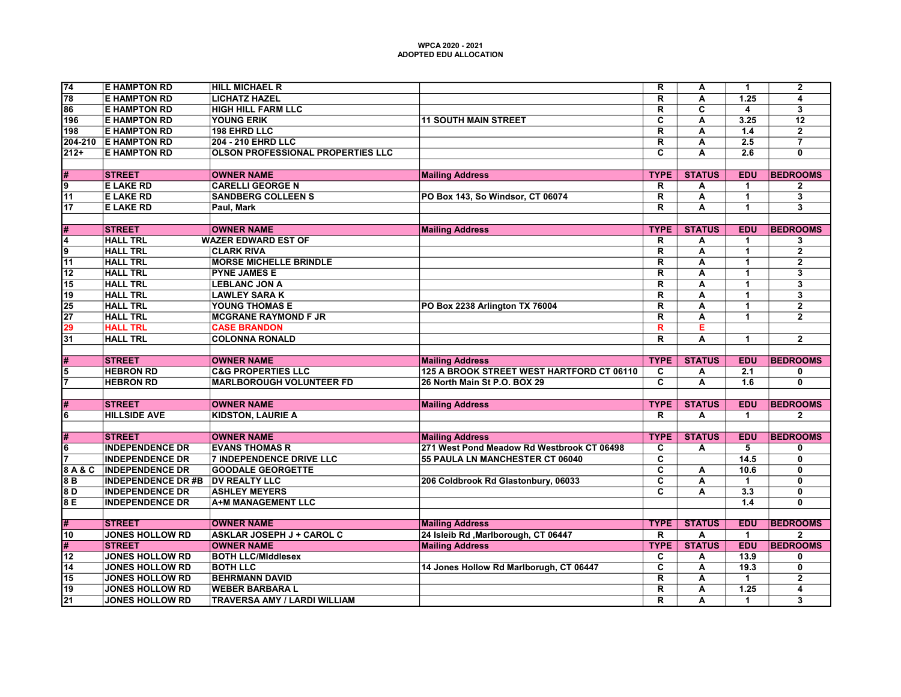**WPCA 2020 - 2021**
**ADOPTED EDU ALLOCATION**

| # | STREET | OWNER NAME | Mailing Address | TYPE | STATUS | EDU | BEDROOMS |
|---|---|---|---|---|---|---|---|
| 74 | E HAMPTON RD | HILL MICHAEL R | | R | A | 1 | 2 |
| 78 | E HAMPTON RD | LICHATZ HAZEL | | R | A | 1.25 | 4 |
| 86 | E HAMPTON RD | HIGH HILL FARM LLC | | R | C | 4 | 3 |
| 196 | E HAMPTON RD | YOUNG ERIK | 11 SOUTH MAIN STREET | C | A | 3.25 | 12 |
| 198 | E HAMPTON RD | 198 EHRD LLC | | R | A | 1.4 | 2 |
| 204-210 | E HAMPTON RD | 204 - 210 EHRD LLC | | R | A | 2.5 | 7 |
| 212+ | E HAMPTON RD | OLSON PROFESSIONAL PROPERTIES LLC | | C | A | 2.6 | 0 |
| | | | | | | | |
| # | STREET | OWNER NAME | Mailing Address | TYPE | STATUS | EDU | BEDROOMS |
| 9 | E LAKE RD | CARELLI GEORGE N | | R | A | 1 | 2 |
| 11 | E LAKE RD | SANDBERG COLLEEN S | PO Box 143, So Windsor, CT 06074 | R | A | 1 | 3 |
| 17 | E LAKE RD | Paul, Mark | | R | A | 1 | 3 |
| | | | | | | | |
| # | STREET | OWNER NAME | Mailing Address | TYPE | STATUS | EDU | BEDROOMS |
| 4 | HALL TRL | WAZER EDWARD EST OF | | R | A | 1 | 3 |
| 9 | HALL TRL | CLARK RIVA | | R | A | 1 | 2 |
| 11 | HALL TRL | MORSE MICHELLE BRINDLE | | R | A | 1 | 2 |
| 12 | HALL TRL | PYNE JAMES E | | R | A | 1 | 3 |
| 15 | HALL TRL | LEBLANC JON A | | R | A | 1 | 3 |
| 19 | HALL TRL | LAWLEY SARA K | | R | A | 1 | 3 |
| 25 | HALL TRL | YOUNG THOMAS E | PO Box 2238 Arlington TX 76004 | R | A | 1 | 2 |
| 27 | HALL TRL | MCGRANE RAYMOND F JR | | R | A | 1 | 2 |
| 29 | HALL TRL | CASE BRANDON | | R | E | | |
| 31 | HALL TRL | COLONNA RONALD | | R | A | 1 | 2 |
| | | | | | | | |
| # | STREET | OWNER NAME | Mailing Address | TYPE | STATUS | EDU | BEDROOMS |
| 5 | HEBRON RD | C&G PROPERTIES LLC | 125 A BROOK STREET WEST HARTFORD CT 06110 | C | A | 2.1 | 0 |
| 7 | HEBRON RD | MARLBOROUGH VOLUNTEER FD | 26 North Main St P.O. BOX 29 | C | A | 1.6 | 0 |
| | | | | | | | |
| # | STREET | OWNER NAME | Mailing Address | TYPE | STATUS | EDU | BEDROOMS |
| 6 | HILLSIDE AVE | KIDSTON, LAURIE A | | R | A | 1 | 2 |
| | | | | | | | |
| # | STREET | OWNER NAME | Mailing Address | TYPE | STATUS | EDU | BEDROOMS |
| 6 | INDEPENDENCE DR | EVANS THOMAS R | 271 West Pond Meadow Rd Westbrook CT 06498 | C | A | 5 | 0 |
| 7 | INDEPENDENCE DR | 7 INDEPENDENCE DRIVE LLC | 55 PAULA LN MANCHESTER CT 06040 | C | | 14.5 | 0 |
| 8 A & C | INDEPENDENCE DR | GOODALE GEORGETTE | | C | A | 10.6 | 0 |
| 8 B | INDEPENDENCE DR #B | DV REALTY LLC | 206 Coldbrook Rd Glastonbury, 06033 | C | A | 1 | 0 |
| 8 D | INDEPENDENCE DR | ASHLEY MEYERS | | C | A | 3.3 | 0 |
| 8 E | INDEPENDENCE DR | A+M MANAGEMENT LLC | | | | 1.4 | 0 |
| | | | | | | | |
| # | STREET | OWNER NAME | Mailing Address | TYPE | STATUS | EDU | BEDROOMS |
| 10 | JONES HOLLOW RD | ASKLAR JOSEPH J + CAROL C | 24 Isleib Rd ,Marlborough, CT 06447 | R | A | 1 | 2 |
| # | STREET | OWNER NAME | Mailing Address | TYPE | STATUS | EDU | BEDROOMS |
| 12 | JONES HOLLOW RD | BOTH LLC/MIddlesex | | C | A | 13.9 | 0 |
| 14 | JONES HOLLOW RD | BOTH LLC | 14 Jones Hollow Rd Marlborugh, CT 06447 | C | A | 19.3 | 0 |
| 15 | JONES HOLLOW RD | BEHRMANN DAVID | | R | A | 1 | 2 |
| 19 | JONES HOLLOW RD | WEBER BARBARA L | | R | A | 1.25 | 4 |
| 21 | JONES HOLLOW RD | TRAVERSA AMY / LARDI WILLIAM | | R | A | 1 | 3 |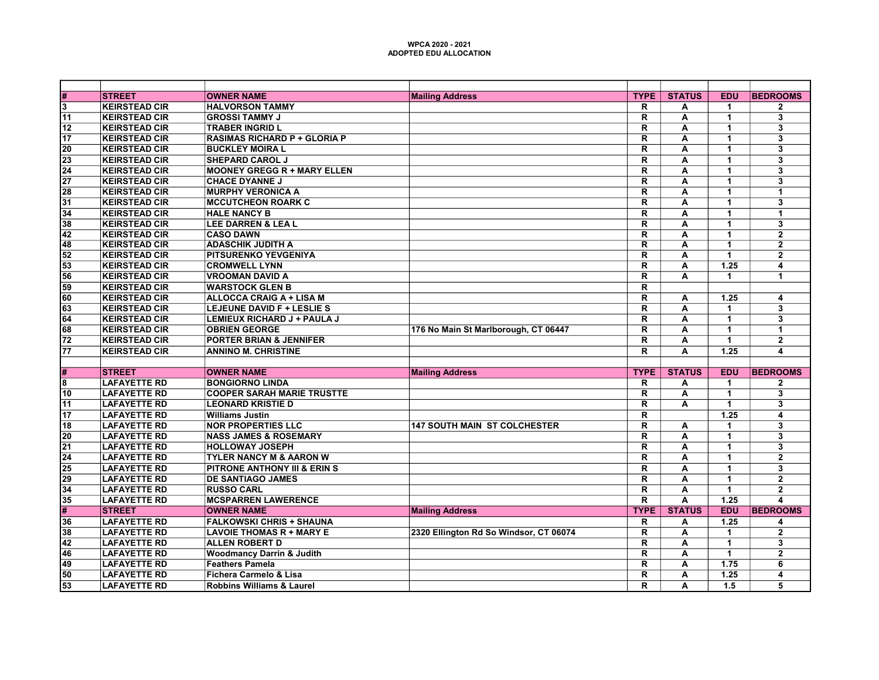**WPCA 2020 - 2021**
**ADOPTED EDU ALLOCATION**

| # | STREET | OWNER NAME | Mailing Address | TYPE | STATUS | EDU | BEDROOMS |
|---|---|---|---|---|---|---|---|
| 3 | KEIRSTEAD CIR | HALVORSON TAMMY | | R | A | 1 | 2 |
| 11 | KEIRSTEAD CIR | GROSSI TAMMY J | | R | A | 1 | 3 |
| 12 | KEIRSTEAD CIR | TRABER INGRID L | | R | A | 1 | 3 |
| 17 | KEIRSTEAD CIR | RASIMAS RICHARD P + GLORIA P | | R | A | 1 | 3 |
| 20 | KEIRSTEAD CIR | BUCKLEY MOIRA L | | R | A | 1 | 3 |
| 23 | KEIRSTEAD CIR | SHEPARD CAROL J | | R | A | 1 | 3 |
| 24 | KEIRSTEAD CIR | MOONEY GREGG R + MARY ELLEN | | R | A | 1 | 3 |
| 27 | KEIRSTEAD CIR | CHACE DYANNE J | | R | A | 1 | 3 |
| 28 | KEIRSTEAD CIR | MURPHY VERONICA A | | R | A | 1 | 1 |
| 31 | KEIRSTEAD CIR | MCCUTCHEON ROARK C | | R | A | 1 | 3 |
| 34 | KEIRSTEAD CIR | HALE NANCY B | | R | A | 1 | 1 |
| 38 | KEIRSTEAD CIR | LEE DARREN & LEA L | | R | A | 1 | 3 |
| 42 | KEIRSTEAD CIR | CASO DAWN | | R | A | 1 | 2 |
| 48 | KEIRSTEAD CIR | ADASCHIK JUDITH A | | R | A | 1 | 2 |
| 52 | KEIRSTEAD CIR | PITSURENKO YEVGENIYA | | R | A | 1 | 2 |
| 53 | KEIRSTEAD CIR | CROMWELL LYNN | | R | A | 1.25 | 4 |
| 56 | KEIRSTEAD CIR | VROOMAN DAVID A | | R | A | 1 | 1 |
| 59 | KEIRSTEAD CIR | WARSTOCK GLEN B | | R | | | |
| 60 | KEIRSTEAD CIR | ALLOCCA CRAIG A + LISA M | | R | A | 1.25 | 4 |
| 63 | KEIRSTEAD CIR | LEJEUNE DAVID F + LESLIE S | | R | A | 1 | 3 |
| 64 | KEIRSTEAD CIR | LEMIEUX RICHARD J + PAULA J | | R | A | 1 | 3 |
| 68 | KEIRSTEAD CIR | OBRIEN GEORGE | 176 No Main St Marlborough, CT 06447 | R | A | 1 | 1 |
| 72 | KEIRSTEAD CIR | PORTER BRIAN & JENNIFER | | R | A | 1 | 2 |
| 77 | KEIRSTEAD CIR | ANNINO M. CHRISTINE | | R | A | 1.25 | 4 |

| # | STREET | OWNER NAME | Mailing Address | TYPE | STATUS | EDU | BEDROOMS |
|---|---|---|---|---|---|---|---|
| 8 | LAFAYETTE RD | BONGIORNO LINDA | | R | A | 1 | 2 |
| 10 | LAFAYETTE RD | COOPER SARAH MARIE TRUSTTE | | R | A | 1 | 3 |
| 11 | LAFAYETTE RD | LEONARD KRISTIE D | | R | A | 1 | 3 |
| 17 | LAFAYETTE RD | Williams Justin | | R | | 1.25 | 4 |
| 18 | LAFAYETTE RD | NOR PROPERTIES LLC | 147 SOUTH MAIN ST COLCHESTER | R | A | 1 | 3 |
| 20 | LAFAYETTE RD | NASS JAMES & ROSEMARY | | R | A | 1 | 3 |
| 21 | LAFAYETTE RD | HOLLOWAY JOSEPH | | R | A | 1 | 3 |
| 24 | LAFAYETTE RD | TYLER NANCY M & AARON W | | R | A | 1 | 2 |
| 25 | LAFAYETTE RD | PITRONE ANTHONY III & ERIN S | | R | A | 1 | 3 |
| 29 | LAFAYETTE RD | DE SANTIAGO JAMES | | R | A | 1 | 2 |
| 34 | LAFAYETTE RD | RUSSO CARL | | R | A | 1 | 2 |
| 35 | LAFAYETTE RD | MCSPARREN LAWERENCE | | R | A | 1.25 | 4 |
| # | STREET | OWNER NAME | Mailing Address | TYPE | STATUS | EDU | BEDROOMS |
| 36 | LAFAYETTE RD | FALKOWSKI CHRIS + SHAUNA | | R | A | 1.25 | 4 |
| 38 | LAFAYETTE RD | LAVOIE THOMAS R + MARY E | 2320 Ellington Rd So Windsor, CT 06074 | R | A | 1 | 2 |
| 42 | LAFAYETTE RD | ALLEN ROBERT D | | R | A | 1 | 3 |
| 46 | LAFAYETTE RD | Woodmancy Darrin & Judith | | R | A | 1 | 2 |
| 49 | LAFAYETTE RD | Feathers Pamela | | R | A | 1.75 | 6 |
| 50 | LAFAYETTE RD | Fichera Carmelo & Lisa | | R | A | 1.25 | 4 |
| 53 | LAFAYETTE RD | Robbins Williams & Laurel | | R | A | 1.5 | 5 |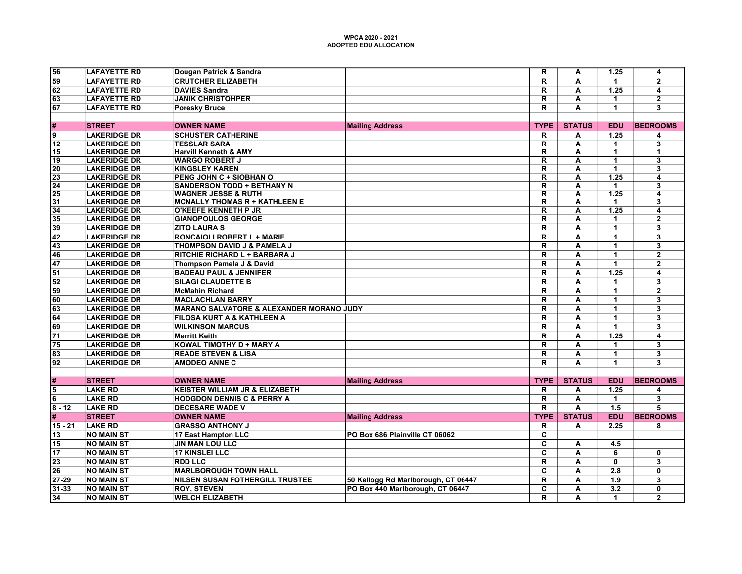**WPCA 2020 - 2021**
**ADOPTED EDU ALLOCATION**

| # | STREET | OWNER NAME | Mailing Address | TYPE | STATUS | EDU | BEDROOMS |
|---|---|---|---|---|---|---|---|
| 56 | LAFAYETTE RD | Dougan Patrick & Sandra | | R | A | 1.25 | 4 |
| 59 | LAFAYETTE RD | CRUTCHER ELIZABETH | | R | A | 1 | 2 |
| 62 | LAFAYETTE RD | DAVIES Sandra | | R | A | 1.25 | 4 |
| 63 | LAFAYETTE RD | JANIK CHRISTOHPER | | R | A | 1 | 2 |
| 67 | LAFAYETTE RD | Poresky Bruce | | R | A | 1 | 3 |
| | | | | | | | |
| # | STREET | OWNER NAME | Mailing Address | TYPE | STATUS | EDU | BEDROOMS |
| 9 | LAKERIDGE DR | SCHUSTER CATHERINE | | R | A | 1.25 | 4 |
| 12 | LAKERIDGE DR | TESSLAR SARA | | R | A | 1 | 3 |
| 15 | LAKERIDGE DR | Harvill Kenneth & AMY | | R | A | 1 | 1 |
| 19 | LAKERIDGE DR | WARGO ROBERT J | | R | A | 1 | 3 |
| 20 | LAKERIDGE DR | KINGSLEY KAREN | | R | A | 1 | 3 |
| 23 | LAKERIDGE DR | PENG JOHN C + SIOBHAN O | | R | A | 1.25 | 4 |
| 24 | LAKERIDGE DR | SANDERSON TODD + BETHANY N | | R | A | 1 | 3 |
| 25 | LAKERIDGE DR | WAGNER JESSE & RUTH | | R | A | 1.25 | 4 |
| 31 | LAKERIDGE DR | MCNALLY THOMAS R + KATHLEEN E | | R | A | 1 | 3 |
| 34 | LAKERIDGE DR | O'KEEFE KENNETH P JR | | R | A | 1.25 | 4 |
| 35 | LAKERIDGE DR | GIANOPOULOS GEORGE | | R | A | 1 | 2 |
| 39 | LAKERIDGE DR | ZITO LAURA S | | R | A | 1 | 3 |
| 42 | LAKERIDGE DR | RONCAIOLI ROBERT L + MARIE | | R | A | 1 | 3 |
| 43 | LAKERIDGE DR | THOMPSON DAVID J & PAMELA J | | R | A | 1 | 3 |
| 46 | LAKERIDGE DR | RITCHIE RICHARD L + BARBARA J | | R | A | 1 | 2 |
| 47 | LAKERIDGE DR | Thompson Pamela J & David | | R | A | 1 | 2 |
| 51 | LAKERIDGE DR | BADEAU PAUL & JENNIFER | | R | A | 1.25 | 4 |
| 52 | LAKERIDGE DR | SILAGI CLAUDETTE B | | R | A | 1 | 3 |
| 59 | LAKERIDGE DR | McMahin Richard | | R | A | 1 | 2 |
| 60 | LAKERIDGE DR | MACLACHLAN BARRY | | R | A | 1 | 3 |
| 63 | LAKERIDGE DR | MARANO SALVATORE & ALEXANDER MORANO JUDY | | R | A | 1 | 3 |
| 64 | LAKERIDGE DR | FILOSA KURT A & KATHLEEN A | | R | A | 1 | 3 |
| 69 | LAKERIDGE DR | WILKINSON MARCUS | | R | A | 1 | 3 |
| 71 | LAKERIDGE DR | Merritt Keith | | R | A | 1.25 | 4 |
| 75 | LAKERIDGE DR | KOWAL TIMOTHY D + MARY A | | R | A | 1 | 3 |
| 83 | LAKERIDGE DR | READE STEVEN & LISA | | R | A | 1 | 3 |
| 92 | LAKERIDGE DR | AMODEO ANNE C | | R | A | 1 | 3 |
| | | | | | | | |
| # | STREET | OWNER NAME | Mailing Address | TYPE | STATUS | EDU | BEDROOMS |
| 5 | LAKE RD | KEISTER WILLIAM JR & ELIZABETH | | R | A | 1.25 | 4 |
| 6 | LAKE RD | HODGDON DENNIS C & PERRY A | | R | A | 1 | 3 |
| 8 - 12 | LAKE RD | DECESARE WADE V | | R | A | 1.5 | 5 |
| # | STREET | OWNER NAME | Mailing Address | TYPE | STATUS | EDU | BEDROOMS |
| 15 - 21 | LAKE RD | GRASSO ANTHONY J | | R | A | 2.25 | 8 |
| 13 | NO MAIN ST | 17 East Hampton LLC | PO Box 686 Plainville CT 06062 | C | | | |
| 15 | NO MAIN ST | JIN MAN LOU LLC | | C | A | 4.5 | |
| 17 | NO MAIN ST | 17 KINSLEI LLC | | C | A | 6 | 0 |
| 23 | NO MAIN ST | RDD LLC | | R | A | 0 | 3 |
| 26 | NO MAIN ST | MARLBOROUGH TOWN HALL | | C | A | 2.8 | 0 |
| 27-29 | NO MAIN ST | NILSEN SUSAN FOTHERGILL TRUSTEE | 50 Kellogg Rd Marlborough, CT 06447 | R | A | 1.9 | 3 |
| 31-33 | NO MAIN ST | ROY, STEVEN | PO Box 440 Marlborough, CT 06447 | C | A | 3.2 | 0 |
| 34 | NO MAIN ST | WELCH ELIZABETH | | R | A | 1 | 2 |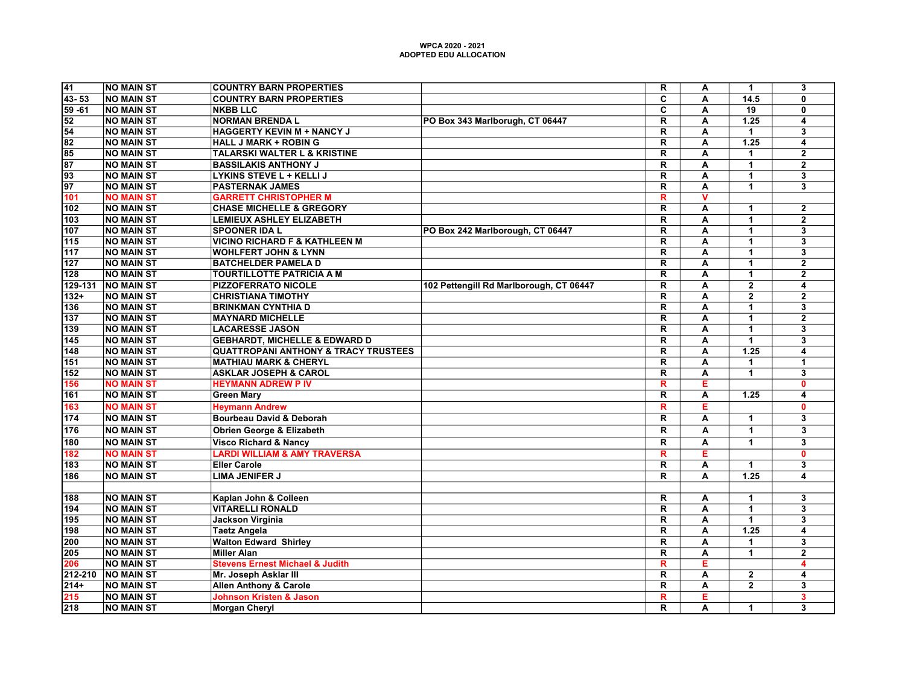**WPCA 2020 - 2021**
**ADOPTED EDU ALLOCATION**

| | | | | | | | |
|---|---|---|---|---|---|---|---|
| 41 | NO MAIN ST | COUNTRY BARN PROPERTIES | | R | A | 1 | 3 |
| 43- 53 | NO MAIN ST | COUNTRY BARN PROPERTIES | | C | A | 14.5 | 0 |
| 59 -61 | NO MAIN ST | NKBB LLC | | C | A | 19 | 0 |
| 52 | NO MAIN ST | NORMAN BRENDA L | PO Box 343 Marlborough, CT 06447 | R | A | 1.25 | 4 |
| 54 | NO MAIN ST | HAGGERTY KEVIN M + NANCY J | | R | A | 1 | 3 |
| 82 | NO MAIN ST | HALL J MARK + ROBIN G | | R | A | 1.25 | 4 |
| 85 | NO MAIN ST | TALARSKI WALTER L & KRISTINE | | R | A | 1 | 2 |
| 87 | NO MAIN ST | BASSILAKIS ANTHONY J | | R | A | 1 | 2 |
| 93 | NO MAIN ST | LYKINS STEVE L + KELLI J | | R | A | 1 | 3 |
| 97 | NO MAIN ST | PASTERNAK JAMES | | R | A | 1 | 3 |
| 101 | NO MAIN ST | GARRETT CHRISTOPHER M | | R | V | | |
| 102 | NO MAIN ST | CHASE MICHELLE & GREGORY | | R | A | 1 | 2 |
| 103 | NO MAIN ST | LEMIEUX ASHLEY ELIZABETH | | R | A | 1 | 2 |
| 107 | NO MAIN ST | SPOONER IDA L | PO Box 242 Marlborough, CT 06447 | R | A | 1 | 3 |
| 115 | NO MAIN ST | VICINO RICHARD F & KATHLEEN M | | R | A | 1 | 3 |
| 117 | NO MAIN ST | WOHLFERT JOHN & LYNN | | R | A | 1 | 3 |
| 127 | NO MAIN ST | BATCHELDER PAMELA D | | R | A | 1 | 2 |
| 128 | NO MAIN ST | TOURTILLOTTE PATRICIA A M | | R | A | 1 | 2 |
| 129-131 | NO MAIN ST | PIZZOFERRATO NICOLE | 102 Pettengill Rd Marlborough, CT 06447 | R | A | 2 | 4 |
| 132+ | NO MAIN ST | CHRISTIANA TIMOTHY | | R | A | 2 | 2 |
| 136 | NO MAIN ST | BRINKMAN CYNTHIA D | | R | A | 1 | 3 |
| 137 | NO MAIN ST | MAYNARD MICHELLE | | R | A | 1 | 2 |
| 139 | NO MAIN ST | LACARESSE JASON | | R | A | 1 | 3 |
| 145 | NO MAIN ST | GEBHARDT, MICHELLE & EDWARD D | | R | A | 1 | 3 |
| 148 | NO MAIN ST | QUATTROPANI ANTHONY & TRACY TRUSTEES | | R | A | 1.25 | 4 |
| 151 | NO MAIN ST | MATHIAU MARK & CHERYL | | R | A | 1 | 1 |
| 152 | NO MAIN ST | ASKLAR JOSEPH & CAROL | | R | A | 1 | 3 |
| 156 | NO MAIN ST | HEYMANN ADREW P IV | | R | E | | 0 |
| 161 | NO MAIN ST | Green Mary | | R | A | 1.25 | 4 |
| 163 | NO MAIN ST | Heymann Andrew | | R | E | | 0 |
| 174 | NO MAIN ST | Bourbeau David & Deborah | | R | A | 1 | 3 |
| 176 | NO MAIN ST | Obrien George & Elizabeth | | R | A | 1 | 3 |
| 180 | NO MAIN ST | Visco Richard & Nancy | | R | A | 1 | 3 |
| 182 | NO MAIN ST | LARDI WILLIAM & AMY TRAVERSA | | R | E | | 0 |
| 183 | NO MAIN ST | Eller Carole | | R | A | 1 | 3 |
| 186 | NO MAIN ST | LIMA JENIFER J | | R | A | 1.25 | 4 |
| | | | | | | | |
| 188 | NO MAIN ST | Kaplan John & Colleen | | R | A | 1 | 3 |
| 194 | NO MAIN ST | VITARELLI RONALD | | R | A | 1 | 3 |
| 195 | NO MAIN ST | Jackson Virginia | | R | A | 1 | 3 |
| 198 | NO MAIN ST | Taetz Angela | | R | A | 1.25 | 4 |
| 200 | NO MAIN ST | Walton Edward Shirley | | R | A | 1 | 3 |
| 205 | NO MAIN ST | Miller Alan | | R | A | 1 | 2 |
| 206 | NO MAIN ST | Stevens Ernest Michael & Judith | | R | E | | 4 |
| 212-210 | NO MAIN ST | Mr. Joseph Asklar III | | R | A | 2 | 4 |
| 214+ | NO MAIN ST | Allen Anthony & Carole | | R | A | 2 | 3 |
| 215 | NO MAIN ST | Johnson Kristen & Jason | | R | E | | 3 |
| 218 | NO MAIN ST | Morgan Cheryl | | R | A | 1 | 3 |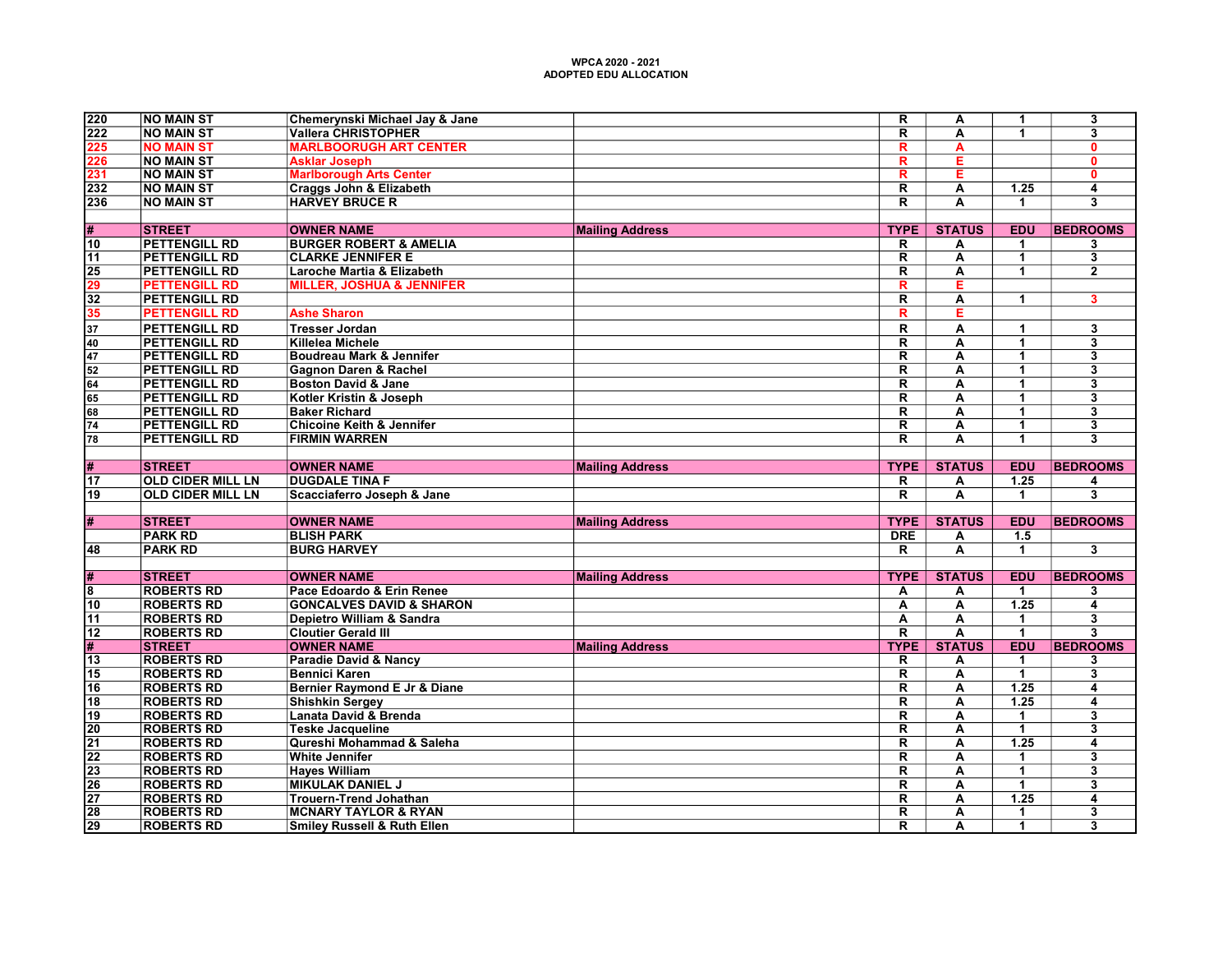**WPCA 2020 - 2021**
**ADOPTED EDU ALLOCATION**

| # | STREET | OWNER NAME | Mailing Address | TYPE | STATUS | EDU | BEDROOMS |
|---|---|---|---|---|---|---|---|
| 220 | NO MAIN ST | Chemerynski Michael Jay & Jane | | R | A | 1 | 3 |
| 222 | NO MAIN ST | Vallera CHRISTOPHER | | R | A | 1 | 3 |
| 225 | NO MAIN ST | MARLBOORUGH ART CENTER | | R | A | | 0 |
| 226 | NO MAIN ST | Asklar Joseph | | R | E | | 0 |
| 231 | NO MAIN ST | Marlborough Arts Center | | R | E | | 0 |
| 232 | NO MAIN ST | Craggs John & Elizabeth | | R | A | 1.25 | 4 |
| 236 | NO MAIN ST | HARVEY BRUCE R | | R | A | 1 | 3 |
| | | | | | | | |
| # | STREET | OWNER NAME | Mailing Address | TYPE | STATUS | EDU | BEDROOMS |
| 10 | PETTENGILL RD | BURGER ROBERT & AMELIA | | R | A | 1 | 3 |
| 11 | PETTENGILL RD | CLARKE JENNIFER E | | R | A | 1 | 3 |
| 25 | PETTENGILL RD | Laroche Martia & Elizabeth | | R | A | 1 | 2 |
| 29 | PETTENGILL RD | MILLER, JOSHUA & JENNIFER | | R | E | | |
| 32 | PETTENGILL RD | | | R | A | 1 | 3 |
| 35 | PETTENGILL RD | Ashe Sharon | | R | E | | |
| 37 | PETTENGILL RD | Tresser Jordan | | R | A | 1 | 3 |
| 40 | PETTENGILL RD | Killelea Michele | | R | A | 1 | 3 |
| 47 | PETTENGILL RD | Boudreau Mark & Jennifer | | R | A | 1 | 3 |
| 52 | PETTENGILL RD | Gagnon Daren & Rachel | | R | A | 1 | 3 |
| 64 | PETTENGILL RD | Boston David & Jane | | R | A | 1 | 3 |
| 65 | PETTENGILL RD | Kotler Kristin & Joseph | | R | A | 1 | 3 |
| 68 | PETTENGILL RD | Baker Richard | | R | A | 1 | 3 |
| 74 | PETTENGILL RD | Chicoine Keith & Jennifer | | R | A | 1 | 3 |
| 78 | PETTENGILL RD | FIRMIN WARREN | | R | A | 1 | 3 |
| | | | | | | | |
| # | STREET | OWNER NAME | Mailing Address | TYPE | STATUS | EDU | BEDROOMS |
| 17 | OLD CIDER MILL LN | DUGDALE TINA F | | R | A | 1.25 | 4 |
| 19 | OLD CIDER MILL LN | Scacciaferro Joseph & Jane | | R | A | 1 | 3 |
| | | | | | | | |
| # | STREET | OWNER NAME | Mailing Address | TYPE | STATUS | EDU | BEDROOMS |
| | PARK RD | BLISH PARK | | DRE | A | 1.5 | |
| 48 | PARK RD | BURG HARVEY | | R | A | 1 | 3 |
| | | | | | | | |
| # | STREET | OWNER NAME | Mailing Address | TYPE | STATUS | EDU | BEDROOMS |
| 8 | ROBERTS RD | Pace Edoardo & Erin Renee | | A | A | 1 | 3 |
| 10 | ROBERTS RD | GONCALVES DAVID & SHARON | | A | A | 1.25 | 4 |
| 11 | ROBERTS RD | Depietro William & Sandra | | A | A | 1 | 3 |
| 12 | ROBERTS RD | Cloutier Gerald III | | R | A | 1 | 3 |
| # | STREET | OWNER NAME | Mailing Address | TYPE | STATUS | EDU | BEDROOMS |
| 13 | ROBERTS RD | Paradie David & Nancy | | R | A | 1 | 3 |
| 15 | ROBERTS RD | Bennici Karen | | R | A | 1 | 3 |
| 16 | ROBERTS RD | Bernier Raymond E Jr & Diane | | R | A | 1.25 | 4 |
| 18 | ROBERTS RD | Shishkin Sergey | | R | A | 1.25 | 4 |
| 19 | ROBERTS RD | Lanata David & Brenda | | R | A | 1 | 3 |
| 20 | ROBERTS RD | Teske Jacqueline | | R | A | 1 | 3 |
| 21 | ROBERTS RD | Qureshi Mohammad & Saleha | | R | A | 1.25 | 4 |
| 22 | ROBERTS RD | White Jennifer | | R | A | 1 | 3 |
| 23 | ROBERTS RD | Hayes William | | R | A | 1 | 3 |
| 26 | ROBERTS RD | MIKULAK DANIEL J | | R | A | 1 | 3 |
| 27 | ROBERTS RD | Trouern-Trend Johathan | | R | A | 1.25 | 4 |
| 28 | ROBERTS RD | MCNARY TAYLOR & RYAN | | R | A | 1 | 3 |
| 29 | ROBERTS RD | Smiley Russell & Ruth Ellen | | R | A | 1 | 3 |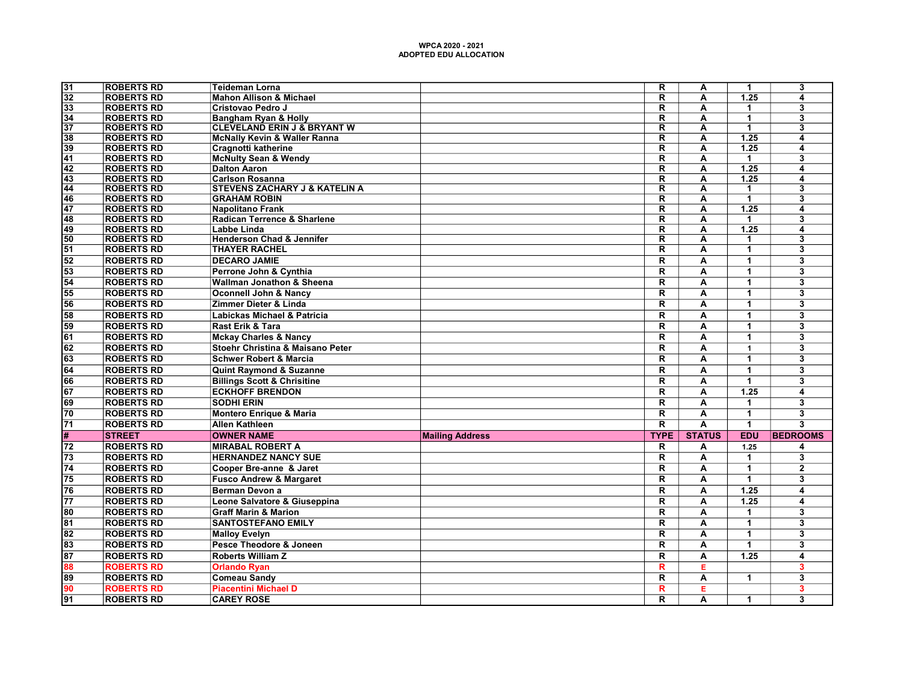**WPCA 2020 - 2021**
**ADOPTED EDU ALLOCATION**

| # | STREET | OWNER NAME | Mailing Address | TYPE | STATUS | EDU | BEDROOMS |
|---|---|---|---|---|---|---|---|
| 31 | ROBERTS RD | Teideman Lorna | | R | A | 1 | 3 |
| 32 | ROBERTS RD | Mahon Allison & Michael | | R | A | 1.25 | 4 |
| 33 | ROBERTS RD | Cristovao Pedro J | | R | A | 1 | 3 |
| 34 | ROBERTS RD | Bangham Ryan & Holly | | R | A | 1 | 3 |
| 37 | ROBERTS RD | CLEVELAND ERIN J & BRYANT W | | R | A | 1 | 3 |
| 38 | ROBERTS RD | McNally Kevin & Waller Ranna | | R | A | 1.25 | 4 |
| 39 | ROBERTS RD | Cragnotti katherine | | R | A | 1.25 | 4 |
| 41 | ROBERTS RD | McNulty Sean & Wendy | | R | A | 1 | 3 |
| 42 | ROBERTS RD | Dalton Aaron | | R | A | 1.25 | 4 |
| 43 | ROBERTS RD | Carlson Rosanna | | R | A | 1.25 | 4 |
| 44 | ROBERTS RD | STEVENS ZACHARY J & KATELIN A | | R | A | 1 | 3 |
| 46 | ROBERTS RD | GRAHAM ROBIN | | R | A | 1 | 3 |
| 47 | ROBERTS RD | Napolitano Frank | | R | A | 1.25 | 4 |
| 48 | ROBERTS RD | Radican Terrence & Sharlene | | R | A | 1 | 3 |
| 49 | ROBERTS RD | Labbe Linda | | R | A | 1.25 | 4 |
| 50 | ROBERTS RD | Henderson Chad & Jennifer | | R | A | 1 | 3 |
| 51 | ROBERTS RD | THAYER RACHEL | | R | A | 1 | 3 |
| 52 | ROBERTS RD | DECARO JAMIE | | R | A | 1 | 3 |
| 53 | ROBERTS RD | Perrone John & Cynthia | | R | A | 1 | 3 |
| 54 | ROBERTS RD | Wallman Jonathon & Sheena | | R | A | 1 | 3 |
| 55 | ROBERTS RD | Oconnell John & Nancy | | R | A | 1 | 3 |
| 56 | ROBERTS RD | Zimmer Dieter & Linda | | R | A | 1 | 3 |
| 58 | ROBERTS RD | Labickas Michael & Patricia | | R | A | 1 | 3 |
| 59 | ROBERTS RD | Rast Erik & Tara | | R | A | 1 | 3 |
| 61 | ROBERTS RD | Mckay Charles & Nancy | | R | A | 1 | 3 |
| 62 | ROBERTS RD | Stoehr Christina & Maisano Peter | | R | A | 1 | 3 |
| 63 | ROBERTS RD | Schwer Robert & Marcia | | R | A | 1 | 3 |
| 64 | ROBERTS RD | Quint Raymond & Suzanne | | R | A | 1 | 3 |
| 66 | ROBERTS RD | Billings Scott & Chrisitine | | R | A | 1 | 3 |
| 67 | ROBERTS RD | ECKHOFF BRENDON | | R | A | 1.25 | 4 |
| 69 | ROBERTS RD | SODHI ERIN | | R | A | 1 | 3 |
| 70 | ROBERTS RD | Montero Enrique & Maria | | R | A | 1 | 3 |
| 71 | ROBERTS RD | Allen Kathleen | | R | A | 1 | 3 |
| # | STREET | OWNER NAME | Mailing Address | TYPE | STATUS | EDU | BEDROOMS |
| 72 | ROBERTS RD | MIRABAL ROBERT A | | R | A | 1.25 | 4 |
| 73 | ROBERTS RD | HERNANDEZ NANCY SUE | | R | A | 1 | 3 |
| 74 | ROBERTS RD | Cooper Bre-anne & Jaret | | R | A | 1 | 2 |
| 75 | ROBERTS RD | Fusco Andrew & Margaret | | R | A | 1 | 3 |
| 76 | ROBERTS RD | Berman Devon a | | R | A | 1.25 | 4 |
| 77 | ROBERTS RD | Leone Salvatore & Giuseppina | | R | A | 1.25 | 4 |
| 80 | ROBERTS RD | Graff Marin & Marion | | R | A | 1 | 3 |
| 81 | ROBERTS RD | SANTOSTEFANO EMILY | | R | A | 1 | 3 |
| 82 | ROBERTS RD | Malloy Evelyn | | R | A | 1 | 3 |
| 83 | ROBERTS RD | Pesce Theodore & Joneen | | R | A | 1 | 3 |
| 87 | ROBERTS RD | Roberts William Z | | R | A | 1.25 | 4 |
| 88 | ROBERTS RD | Orlando Ryan | | R | E | | 3 |
| 89 | ROBERTS RD | Comeau Sandy | | R | A | 1 | 3 |
| 90 | ROBERTS RD | Piacentini Michael D | | R | E | | 3 |
| 91 | ROBERTS RD | CAREY ROSE | | R | A | 1 | 3 |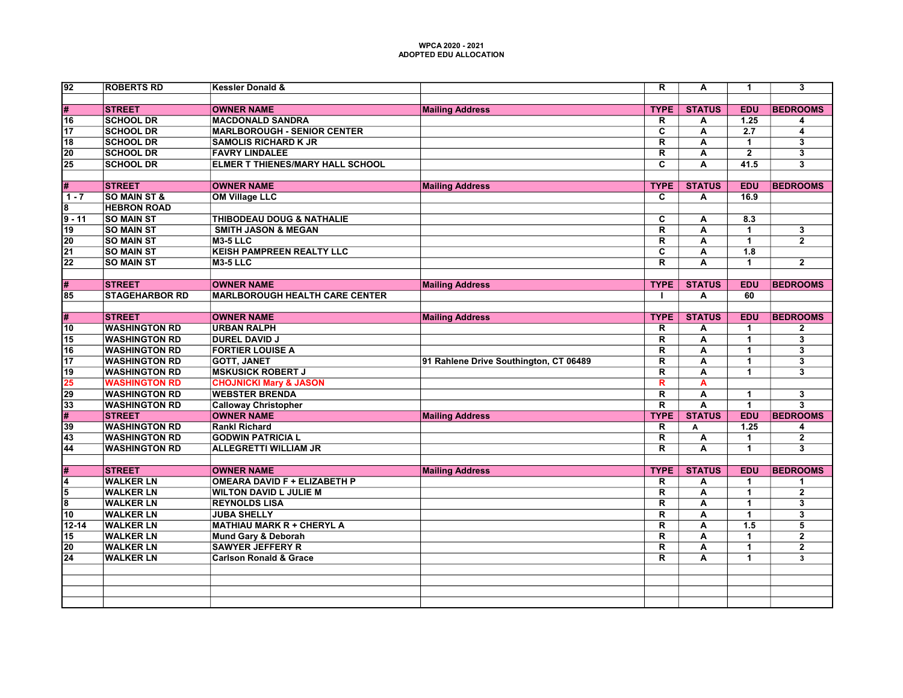**WPCA 2020 - 2021**
**ADOPTED EDU ALLOCATION**

| # | STREET | OWNER NAME | Mailing Address | TYPE | STATUS | EDU | BEDROOMS |
|---|---|---|---|---|---|---|---|
| 92 | ROBERTS RD | Kessler Donald & | | R | A | 1 | 3 |
| | | | | | | | |
| # | STREET | OWNER NAME | Mailing Address | TYPE | STATUS | EDU | BEDROOMS |
| 16 | SCHOOL DR | MACDONALD SANDRA | | R | A | 1.25 | 4 |
| 17 | SCHOOL DR | MARLBOROUGH - SENIOR CENTER | | C | A | 2.7 | 4 |
| 18 | SCHOOL DR | SAMOLIS RICHARD K JR | | R | A | 1 | 3 |
| 20 | SCHOOL DR | FAVRY LINDALEE | | R | A | 2 | 3 |
| 25 | SCHOOL DR | ELMER T THIENES/MARY HALL SCHOOL | | C | A | 41.5 | 3 |
| | | | | | | | |
| # | STREET | OWNER NAME | Mailing Address | TYPE | STATUS | EDU | BEDROOMS |
| 1 - 7 | SO MAIN ST & | OM Village LLC | | C | A | 16.9 | |
| 8 | HEBRON ROAD | | | | | | |
| 9 - 11 | SO MAIN ST | THIBODEAU DOUG & NATHALIE | | C | A | 8.3 | |
| 19 | SO MAIN ST | SMITH JASON & MEGAN | | R | A | 1 | 3 |
| 20 | SO MAIN ST | M3-5 LLC | | R | A | 1 | 2 |
| 21 | SO MAIN ST | KEISH PAMPREEN REALTY LLC | | C | A | 1.8 | |
| 22 | SO MAIN ST | M3-5 LLC | | R | A | 1 | 2 |
| | | | | | | | |
| # | STREET | OWNER NAME | Mailing Address | TYPE | STATUS | EDU | BEDROOMS |
| 85 | STAGEHARBOR RD | MARLBOROUGH HEALTH CARE CENTER | | I | A | 60 | |
| | | | | | | | |
| # | STREET | OWNER NAME | Mailing Address | TYPE | STATUS | EDU | BEDROOMS |
| 10 | WASHINGTON RD | URBAN RALPH | | R | A | 1 | 2 |
| 15 | WASHINGTON RD | DUREL DAVID J | | R | A | 1 | 3 |
| 16 | WASHINGTON RD | FORTIER LOUISE A | | R | A | 1 | 3 |
| 17 | WASHINGTON RD | GOTT, JANET | 91 Rahlene Drive Southington, CT 06489 | R | A | 1 | 3 |
| 19 | WASHINGTON RD | MSKUSICK ROBERT J | | R | A | 1 | 3 |
| 25 | WASHINGTON RD | CHOJNICKI Mary & JASON | | R | A | | |
| 29 | WASHINGTON RD | WEBSTER BRENDA | | R | A | 1 | 3 |
| 33 | WASHINGTON RD | Calloway Christopher | | R | A | 1 | 3 |
| # | STREET | OWNER NAME | Mailing Address | TYPE | STATUS | EDU | BEDROOMS |
| 39 | WASHINGTON RD | Rankl Richard | | R | A | 1.25 | 4 |
| 43 | WASHINGTON RD | GODWIN PATRICIA L | | R | A | 1 | 2 |
| 44 | WASHINGTON RD | ALLEGRETTI WILLIAM JR | | R | A | 1 | 3 |
| | | | | | | | |
| # | STREET | OWNER NAME | Mailing Address | TYPE | STATUS | EDU | BEDROOMS |
| 4 | WALKER LN | OMEARA DAVID F + ELIZABETH P | | R | A | 1 | 1 |
| 5 | WALKER LN | WILTON DAVID L JULIE M | | R | A | 1 | 2 |
| 8 | WALKER LN | REYNOLDS LISA | | R | A | 1 | 3 |
| 10 | WALKER LN | JUBA SHELLY | | R | A | 1 | 3 |
| 12-14 | WALKER LN | MATHIAU MARK R + CHERYL A | | R | A | 1.5 | 5 |
| 15 | WALKER LN | Mund Gary & Deborah | | R | A | 1 | 2 |
| 20 | WALKER LN | SAWYER JEFFERY R | | R | A | 1 | 2 |
| 24 | WALKER LN | Carlson Ronald & Grace | | R | A | 1 | 3 |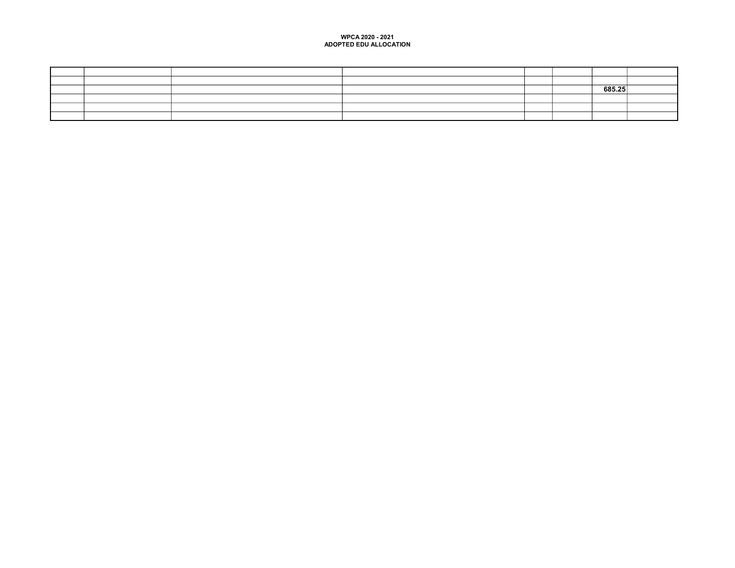**WPCA 2020 - 2021**
**ADOPTED EDU ALLOCATION**

| | | | | | | | |
|---|---|---|---|---|---|---|---|
| | | | | | | | |
| | | | | | | | |
| | | | | | | **685.25** | |
| | | | | | | | |
| | | | | | | | |
| | | | | | | | |